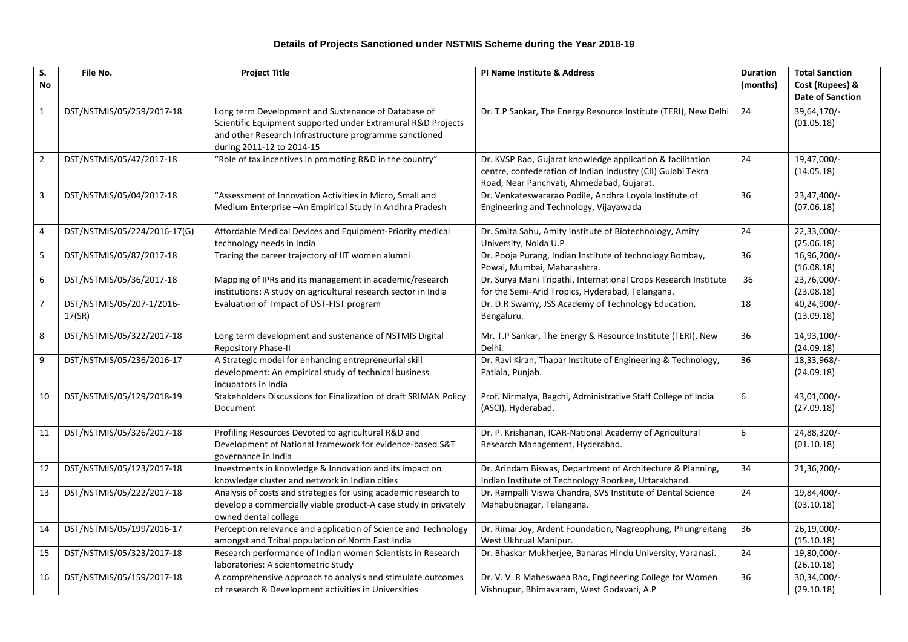### Details of Projects Sanctioned under NSTMIS Scheme during the Year 2018-19

| S. No | File No. | Project Title | PI Name Institute & Address | Duration (months) | Total Sanction Cost (Rupees) & Date of Sanction |
|---|---|---|---|---|---|
| 1 | DST/NSTMIS/05/259/2017-18 | Long term Development and Sustenance of Database of Scientific Equipment supported under Extramural R&D Projects and other Research Infrastructure programme sanctioned during 2011-12 to 2014-15 | Dr. T.P Sankar, The Energy Resource Institute (TERI), New Delhi | 24 | 39,64,170/- (01.05.18) |
| 2 | DST/NSTMIS/05/47/2017-18 | "Role of tax incentives in promoting R&D in the country" | Dr. KVSP Rao, Gujarat knowledge application & facilitation centre, confederation of Indian Industry (CII) Gulabi Tekra Road, Near Panchvati, Ahmedabad, Gujarat. | 24 | 19,47,000/- (14.05.18) |
| 3 | DST/NSTMIS/05/04/2017-18 | "Assessment of Innovation Activities in Micro, Small and Medium Enterprise –An Empirical Study in Andhra Pradesh | Dr. Venkateswararao Podile, Andhra Loyola Institute of Engineering and Technology, Vijayawada | 36 | 23,47,400/- (07.06.18) |
| 4 | DST/NSTMIS/05/224/2016-17(G) | Affordable Medical Devices and Equipment-Priority medical technology needs in India | Dr. Smita Sahu, Amity Institute of Biotechnology, Amity University, Noida U.P | 24 | 22,33,000/- (25.06.18) |
| 5 | DST/NSTMIS/05/87/2017-18 | Tracing the career trajectory of IIT women alumni | Dr. Pooja Purang, Indian Institute of technology Bombay, Powai, Mumbai, Maharashtra. | 36 | 16,96,200/- (16.08.18) |
| 6 | DST/NSTMIS/05/36/2017-18 | Mapping of IPRs and its management in academic/research institutions: A study on agricultural research sector in India | Dr. Surya Mani Tripathi, International Crops Research Institute for the Semi-Arid Tropics, Hyderabad, Telangana. | 36 | 23,76,000/- (23.08.18) |
| 7 | DST/NSTMIS/05/207-1/2016-17(SR) | Evaluation of Impact of DST-FIST program | Dr. D.R Swamy, JSS Academy of Technology Education, Bengaluru. | 18 | 40,24,900/- (13.09.18) |
| 8 | DST/NSTMIS/05/322/2017-18 | Long term development and sustenance of NSTMIS Digital Repository Phase-II | Mr. T.P Sankar, The Energy & Resource Institute (TERI), New Delhi. | 36 | 14,93,100/- (24.09.18) |
| 9 | DST/NSTMIS/05/236/2016-17 | A Strategic model for enhancing entrepreneurial skill development: An empirical study of technical business incubators in India | Dr. Ravi Kiran, Thapar Institute of Engineering & Technology, Patiala, Punjab. | 36 | 18,33,968/- (24.09.18) |
| 10 | DST/NSTMIS/05/129/2018-19 | Stakeholders Discussions for Finalization of draft SRIMAN Policy Document | Prof. Nirmalya, Bagchi, Administrative Staff College of India (ASCI), Hyderabad. | 6 | 43,01,000/- (27.09.18) |
| 11 | DST/NSTMIS/05/326/2017-18 | Profiling Resources Devoted to agricultural R&D and Development of National framework for evidence-based S&T governance in India | Dr. P. Krishanan, ICAR-National Academy of Agricultural Research Management, Hyderabad. | 6 | 24,88,320/- (01.10.18) |
| 12 | DST/NSTMIS/05/123/2017-18 | Investments in knowledge & Innovation and its impact on knowledge cluster and network in Indian cities | Dr. Arindam Biswas, Department of Architecture & Planning, Indian Institute of Technology Roorkee, Uttarakhand. | 34 | 21,36,200/- |
| 13 | DST/NSTMIS/05/222/2017-18 | Analysis of costs and strategies for using academic research to develop a commercially viable product-A case study in privately owned dental college | Dr. Rampalli Viswa Chandra, SVS Institute of Dental Science Mahabubnagar, Telangana. | 24 | 19,84,400/- (03.10.18) |
| 14 | DST/NSTMIS/05/199/2016-17 | Perception relevance and application of Science and Technology amongst and Tribal population of North East India | Dr. Rimai Joy, Ardent Foundation, Nagreophung, Phungreitang West Ukhrual Manipur. | 36 | 26,19,000/- (15.10.18) |
| 15 | DST/NSTMIS/05/323/2017-18 | Research performance of Indian women Scientists in Research laboratories: A scientometric Study | Dr. Bhaskar Mukherjee, Banaras Hindu University, Varanasi. | 24 | 19,80,000/- (26.10.18) |
| 16 | DST/NSTMIS/05/159/2017-18 | A comprehensive approach to analysis and stimulate outcomes of research & Development activities in Universities | Dr. V. V. R Maheswaea Rao, Engineering College for Women Vishnupur, Bhimavaram, West Godavari, A.P | 36 | 30,34,000/- (29.10.18) |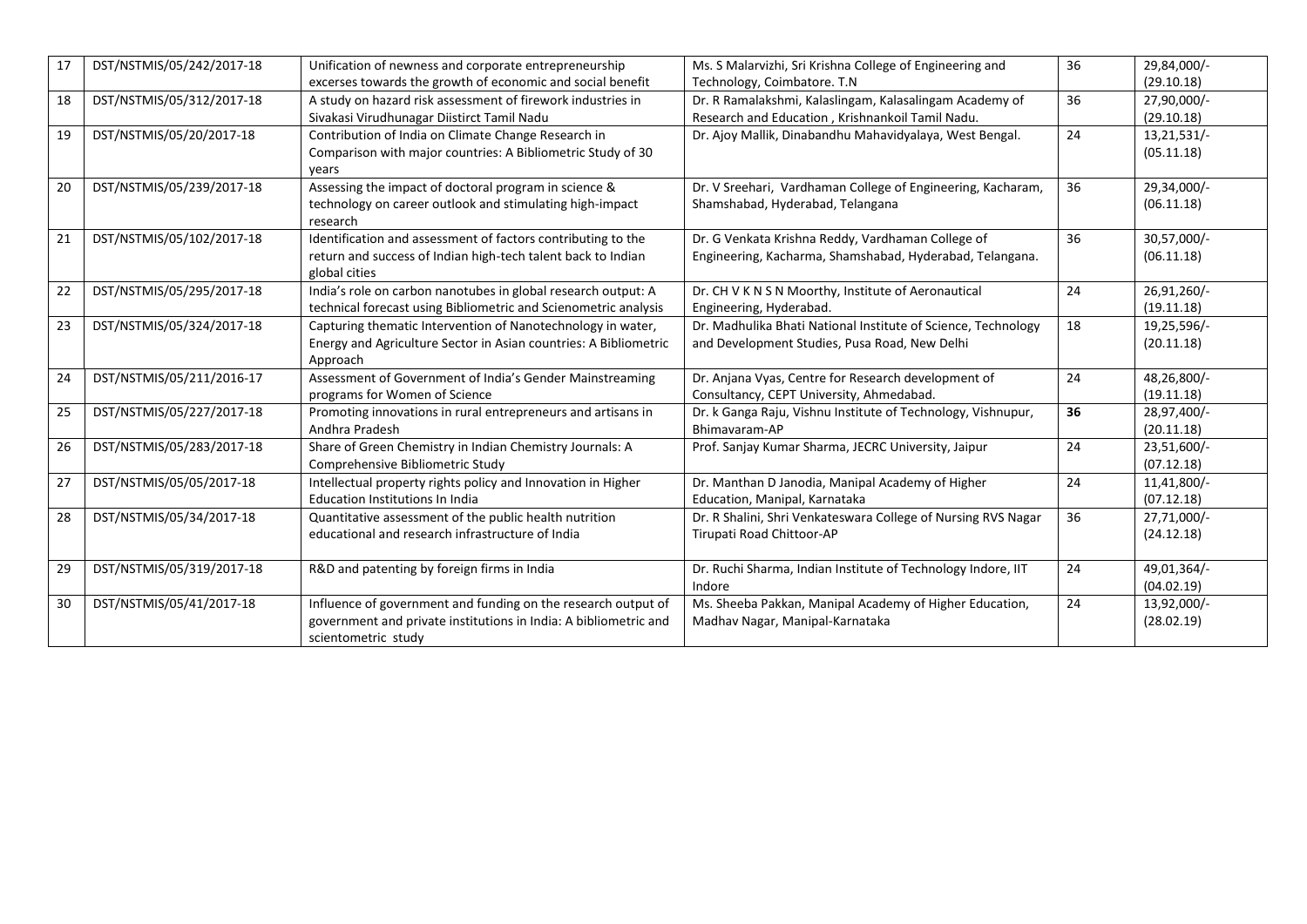| | | | | | |
|---|---|---|---|---|---|
| 17 | DST/NSTMIS/05/242/2017-18 | Unification of newness and corporate entrepreneurship excerses towards the growth of economic and social benefit | Ms. S Malarvizhi, Sri Krishna College of Engineering and Technology, Coimbatore. T.N | 36 | 29,84,000/- (29.10.18) |
| 18 | DST/NSTMIS/05/312/2017-18 | A study on hazard risk assessment of firework industries in Sivakasi Virudhunagar Diistirct Tamil Nadu | Dr. R Ramalakshmi, Kalaslingam, Kalasalingam Academy of Research and Education , Krishnankoil Tamil Nadu. | 36 | 27,90,000/- (29.10.18) |
| 19 | DST/NSTMIS/05/20/2017-18 | Contribution of India on Climate Change Research in Comparison with major countries: A Bibliometric Study of 30 years | Dr. Ajoy Mallik, Dinabandhu Mahavidyalaya, West Bengal. | 24 | 13,21,531/- (05.11.18) |
| 20 | DST/NSTMIS/05/239/2017-18 | Assessing the impact of doctoral program in science & technology on career outlook and stimulating high-impact research | Dr. V Sreehari, Vardhaman College of Engineering, Kacharam, Shamshabad, Hyderabad, Telangana | 36 | 29,34,000/- (06.11.18) |
| 21 | DST/NSTMIS/05/102/2017-18 | Identification and assessment of factors contributing to the return and success of Indian high-tech talent back to Indian global cities | Dr. G Venkata Krishna Reddy, Vardhaman College of Engineering, Kacharma, Shamshabad, Hyderabad, Telangana. | 36 | 30,57,000/- (06.11.18) |
| 22 | DST/NSTMIS/05/295/2017-18 | India's role on carbon nanotubes in global research output: A technical forecast using Bibliometric and Scienometric analysis | Dr. CH V K N S N Moorthy, Institute of Aeronautical Engineering, Hyderabad. | 24 | 26,91,260/- (19.11.18) |
| 23 | DST/NSTMIS/05/324/2017-18 | Capturing thematic Intervention of Nanotechnology in water, Energy and Agriculture Sector in Asian countries: A Bibliometric Approach | Dr. Madhulika Bhati National Institute of Science, Technology and Development Studies, Pusa Road, New Delhi | 18 | 19,25,596/- (20.11.18) |
| 24 | DST/NSTMIS/05/211/2016-17 | Assessment of Government of India's Gender Mainstreaming programs for Women of Science | Dr. Anjana Vyas, Centre for Research development of Consultancy, CEPT University, Ahmedabad. | 24 | 48,26,800/- (19.11.18) |
| 25 | DST/NSTMIS/05/227/2017-18 | Promoting innovations in rural entrepreneurs and artisans in Andhra Pradesh | Dr. k Ganga Raju, Vishnu Institute of Technology, Vishnupur, Bhimavaram-AP | **36** | 28,97,400/- (20.11.18) |
| 26 | DST/NSTMIS/05/283/2017-18 | Share of Green Chemistry in Indian Chemistry Journals: A Comprehensive Bibliometric Study | Prof. Sanjay Kumar Sharma, JECRC University, Jaipur | 24 | 23,51,600/- (07.12.18) |
| 27 | DST/NSTMIS/05/05/2017-18 | Intellectual property rights policy and Innovation in Higher Education Institutions In India | Dr. Manthan D Janodia, Manipal Academy of Higher Education, Manipal, Karnataka | 24 | 11,41,800/- (07.12.18) |
| 28 | DST/NSTMIS/05/34/2017-18 | Quantitative assessment of the public health nutrition educational and research infrastructure of India | Dr. R Shalini, Shri Venkateswara College of Nursing RVS Nagar Tirupati Road Chittoor-AP | 36 | 27,71,000/- (24.12.18) |
| 29 | DST/NSTMIS/05/319/2017-18 | R&D and patenting by foreign firms in India | Dr. Ruchi Sharma, Indian Institute of Technology Indore, IIT Indore | 24 | 49,01,364/- (04.02.19) |
| 30 | DST/NSTMIS/05/41/2017-18 | Influence of government and funding on the research output of government and private institutions in India: A bibliometric and scientometric study | Ms. Sheeba Pakkan, Manipal Academy of Higher Education, Madhav Nagar, Manipal-Karnataka | 24 | 13,92,000/- (28.02.19) |